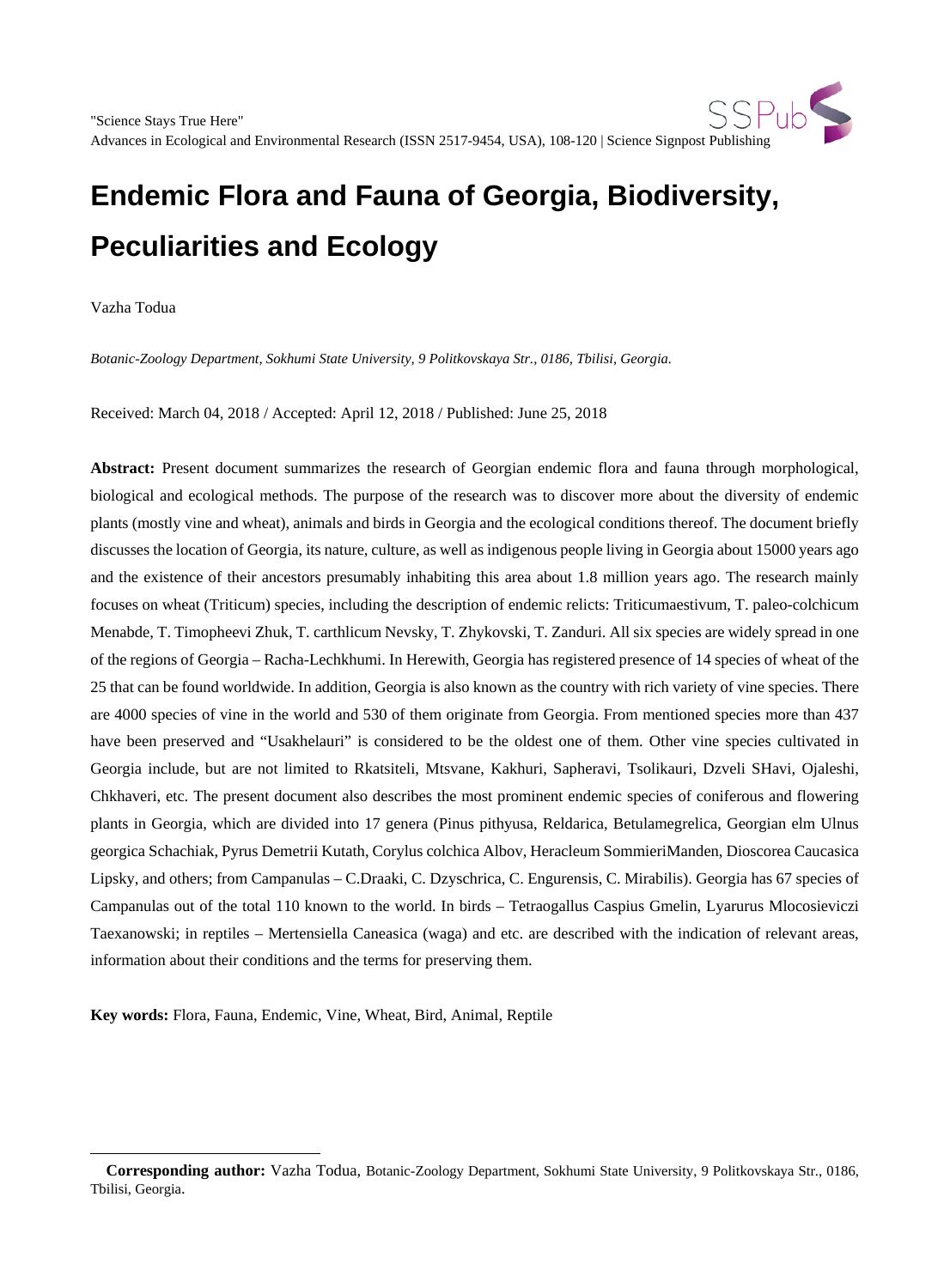# Endemic Flora and Fauna of Georgia, Biodiversity, Peculiarities and Ecology

Vazha Todua

*Botanic-Zoology Department, Sokhumi State University, 9 Politkovskaya Str., 0186, Tbilisi, Georgia.*

Received: March 04, 2018 / Accepted: April 12, 2018 / Published: June 25, 2018

**Abstract:** Present document summarizes the research of Georgian endemic flora and fauna through morphological, biological and ecological methods. The purpose of the research was to discover more about the diversity of endemic plants (mostly vine and wheat), animals and birds in Georgia and the ecological conditions thereof. The document briefly discusses the location of Georgia, its nature, culture, as well as indigenous people living in Georgia about 15000 years ago and the existence of their ancestors presumably inhabiting this area about 1.8 million years ago. The research mainly focuses on wheat (Triticum) species, including the description of endemic relicts: Triticumaestivum, T. paleo-colchicum Menabde, T. Timopheevi Zhuk, T. carthlicum Nevsky, T. Zhykovski, T. Zanduri. All six species are widely spread in one of the regions of Georgia – Racha-Lechkhumi. In Herewith, Georgia has registered presence of 14 species of wheat of the 25 that can be found worldwide. In addition, Georgia is also known as the country with rich variety of vine species. There are 4000 species of vine in the world and 530 of them originate from Georgia. From mentioned species more than 437 have been preserved and "Usakhelauri" is considered to be the oldest one of them. Other vine species cultivated in Georgia include, but are not limited to Rkatsiteli, Mtsvane, Kakhuri, Sapheravi, Tsolikauri, Dzveli SHavi, Ojaleshi, Chkhaveri, etc. The present document also describes the most prominent endemic species of coniferous and flowering plants in Georgia, which are divided into 17 genera (Pinus pithyusa, Reldarica, Betulamegrelica, Georgian elm Ulnus georgica Schachiak, Pyrus Demetrii Kutath, Corylus colchica Albov, Heracleum SommieriManden, Dioscorea Caucasica Lipsky, and others; from Campanulas – C.Draaki, C. Dzyschrica, C. Engurensis, C. Mirabilis). Georgia has 67 species of Campanulas out of the total 110 known to the world. In birds – Tetraogallus Caspius Gmelin, Lyarurus Mlocosieviczi Taexanowski; in reptiles – Mertensiella Caneasica (waga) and etc. are described with the indication of relevant areas, information about their conditions and the terms for preserving them.

**Key words:** Flora, Fauna, Endemic, Vine, Wheat, Bird, Animal, Reptile

---

**Corresponding author:** Vazha Todua, Botanic-Zoology Department, Sokhumi State University, 9 Politkovskaya Str., 0186, Tbilisi, Georgia.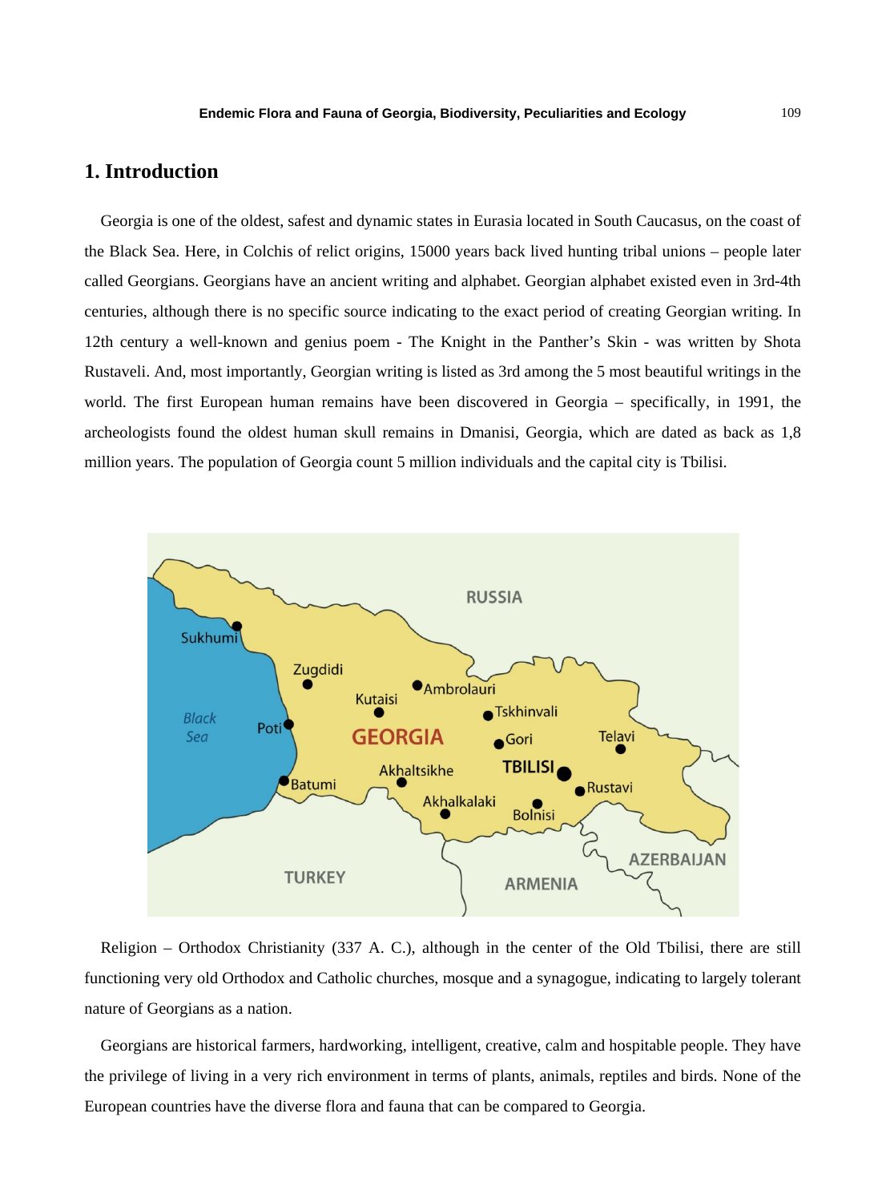## 1. Introduction

Georgia is one of the oldest, safest and dynamic states in Eurasia located in South Caucasus, on the coast of the Black Sea. Here, in Colchis of relict origins, 15000 years back lived hunting tribal unions – people later called Georgians. Georgians have an ancient writing and alphabet. Georgian alphabet existed even in 3rd-4th centuries, although there is no specific source indicating to the exact period of creating Georgian writing. In 12th century a well-known and genius poem - The Knight in the Panther's Skin - was written by Shota Rustaveli. And, most importantly, Georgian writing is listed as 3rd among the 5 most beautiful writings in the world. The first European human remains have been discovered in Georgia – specifically, in 1991, the archeologists found the oldest human skull remains in Dmanisi, Georgia, which are dated as back as 1,8 million years. The population of Georgia count 5 million individuals and the capital city is Tbilisi.

Religion – Orthodox Christianity (337 A. C.), although in the center of the Old Tbilisi, there are still functioning very old Orthodox and Catholic churches, mosque and a synagogue, indicating to largely tolerant nature of Georgians as a nation.

Georgians are historical farmers, hardworking, intelligent, creative, calm and hospitable people. They have the privilege of living in a very rich environment in terms of plants, animals, reptiles and birds. None of the European countries have the diverse flora and fauna that can be compared to Georgia.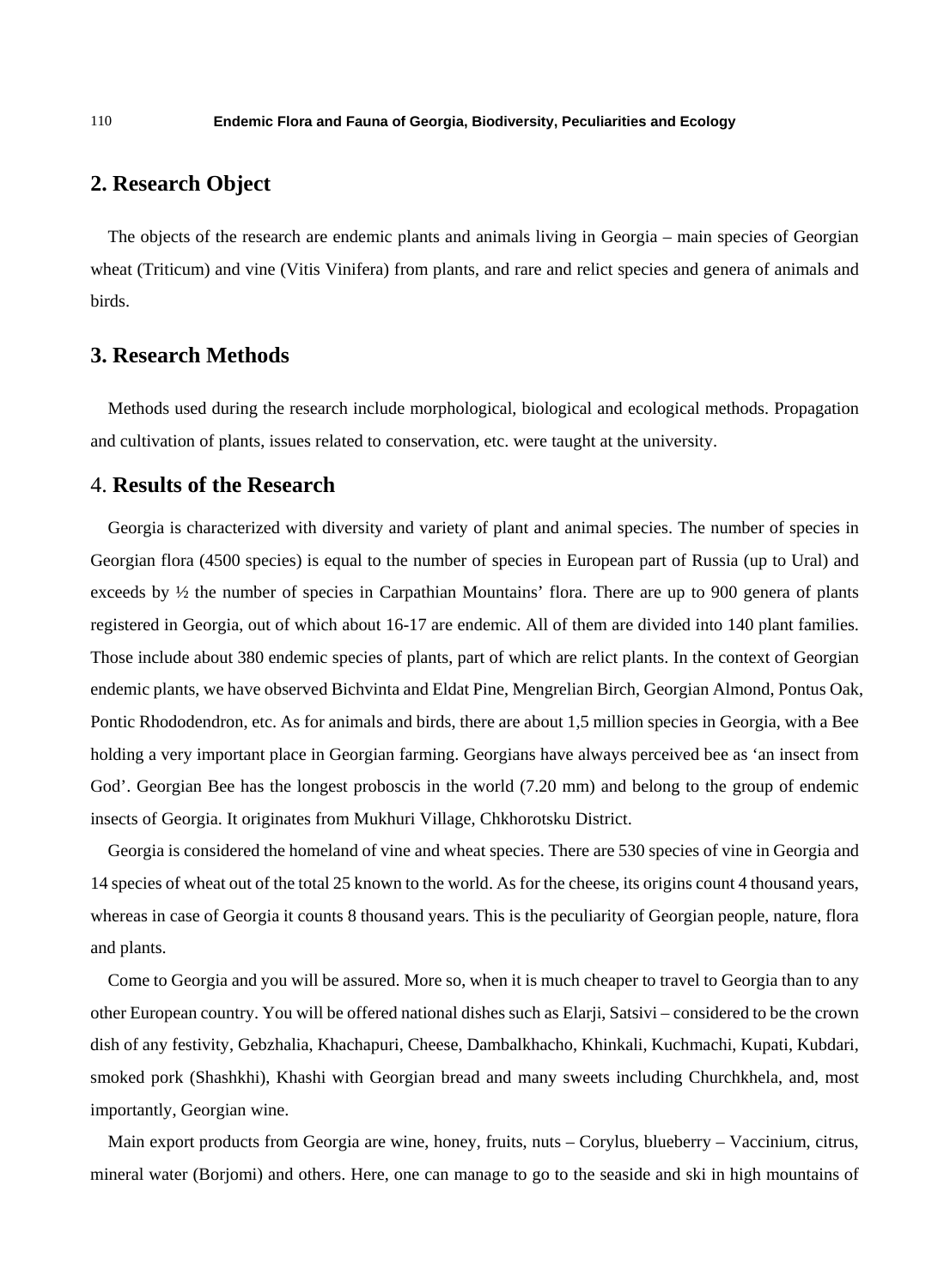## 2. Research Object

The objects of the research are endemic plants and animals living in Georgia – main species of Georgian wheat (Triticum) and vine (Vitis Vinifera) from plants, and rare and relict species and genera of animals and birds.

## 3. Research Methods

Methods used during the research include morphological, biological and ecological methods. Propagation and cultivation of plants, issues related to conservation, etc. were taught at the university.

## 4. Results of the Research

Georgia is characterized with diversity and variety of plant and animal species. The number of species in Georgian flora (4500 species) is equal to the number of species in European part of Russia (up to Ural) and exceeds by ½ the number of species in Carpathian Mountains' flora. There are up to 900 genera of plants registered in Georgia, out of which about 16-17 are endemic. All of them are divided into 140 plant families. Those include about 380 endemic species of plants, part of which are relict plants. In the context of Georgian endemic plants, we have observed Bichvinta and Eldat Pine, Mengrelian Birch, Georgian Almond, Pontus Oak, Pontic Rhododendron, etc. As for animals and birds, there are about 1,5 million species in Georgia, with a Bee holding a very important place in Georgian farming. Georgians have always perceived bee as 'an insect from God'. Georgian Bee has the longest proboscis in the world (7.20 mm) and belong to the group of endemic insects of Georgia. It originates from Mukhuri Village, Chkhorotsku District.

Georgia is considered the homeland of vine and wheat species. There are 530 species of vine in Georgia and 14 species of wheat out of the total 25 known to the world. As for the cheese, its origins count 4 thousand years, whereas in case of Georgia it counts 8 thousand years. This is the peculiarity of Georgian people, nature, flora and plants.

Come to Georgia and you will be assured. More so, when it is much cheaper to travel to Georgia than to any other European country. You will be offered national dishes such as Elarji, Satsivi – considered to be the crown dish of any festivity, Gebzhalia, Khachapuri, Cheese, Dambalkhacho, Khinkali, Kuchmachi, Kupati, Kubdari, smoked pork (Shashkhi), Khashi with Georgian bread and many sweets including Churchkhela, and, most importantly, Georgian wine.

Main export products from Georgia are wine, honey, fruits, nuts – Corylus, blueberry – Vaccinium, citrus, mineral water (Borjomi) and others. Here, one can manage to go to the seaside and ski in high mountains of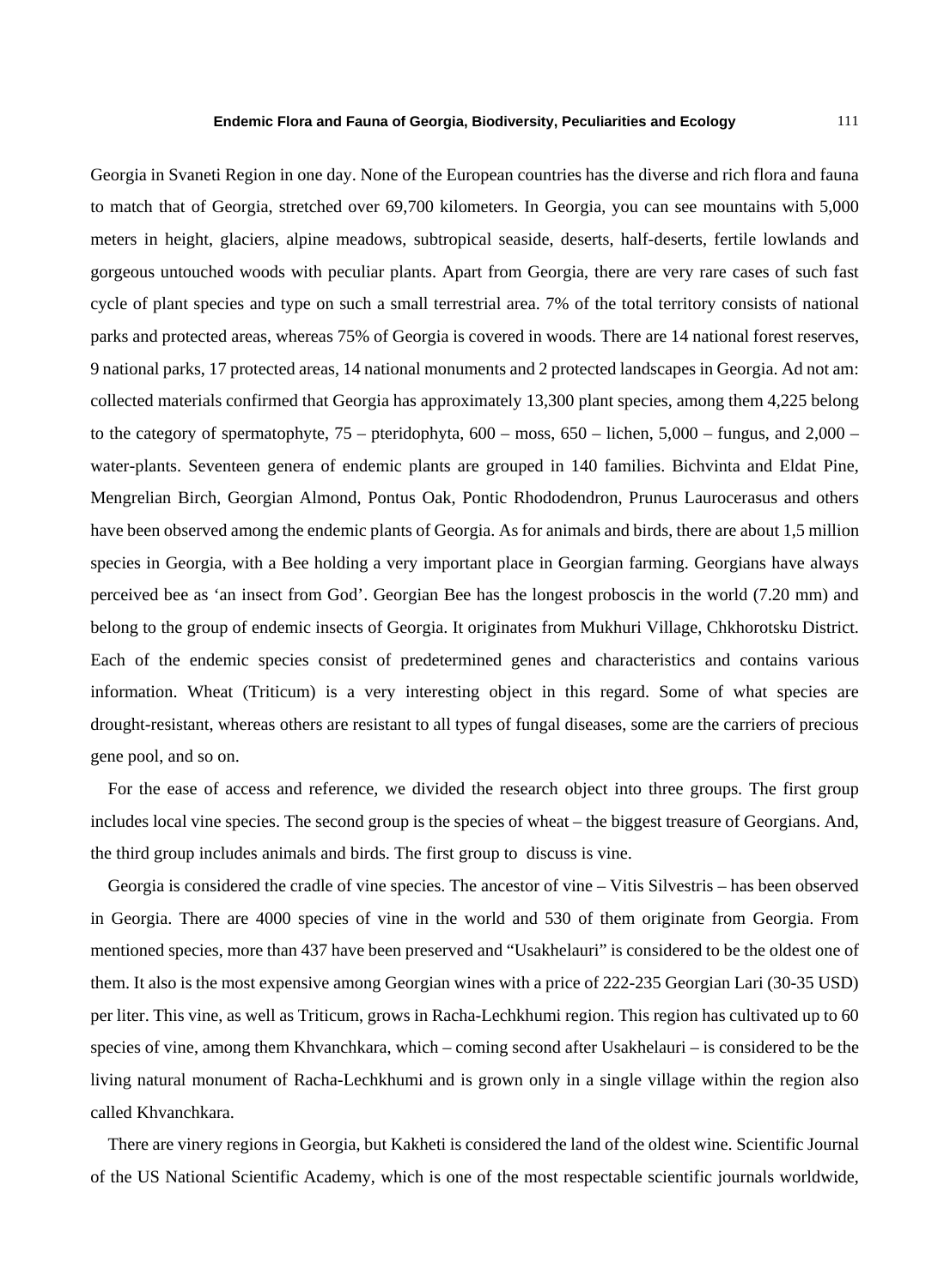Georgia in Svaneti Region in one day. None of the European countries has the diverse and rich flora and fauna to match that of Georgia, stretched over 69,700 kilometers. In Georgia, you can see mountains with 5,000 meters in height, glaciers, alpine meadows, subtropical seaside, deserts, half-deserts, fertile lowlands and gorgeous untouched woods with peculiar plants. Apart from Georgia, there are very rare cases of such fast cycle of plant species and type on such a small terrestrial area. 7% of the total territory consists of national parks and protected areas, whereas 75% of Georgia is covered in woods. There are 14 national forest reserves, 9 national parks, 17 protected areas, 14 national monuments and 2 protected landscapes in Georgia. Ad not am: collected materials confirmed that Georgia has approximately 13,300 plant species, among them 4,225 belong to the category of spermatophyte, 75 – pteridophyta, 600 – moss, 650 – lichen, 5,000 – fungus, and 2,000 – water-plants. Seventeen genera of endemic plants are grouped in 140 families. Bichvinta and Eldat Pine, Mengrelian Birch, Georgian Almond, Pontus Oak, Pontic Rhododendron, Prunus Laurocerasus and others have been observed among the endemic plants of Georgia. As for animals and birds, there are about 1,5 million species in Georgia, with a Bee holding a very important place in Georgian farming. Georgians have always perceived bee as 'an insect from God'. Georgian Bee has the longest proboscis in the world (7.20 mm) and belong to the group of endemic insects of Georgia. It originates from Mukhuri Village, Chkhorotsku District. Each of the endemic species consist of predetermined genes and characteristics and contains various information. Wheat (Triticum) is a very interesting object in this regard. Some of what species are drought-resistant, whereas others are resistant to all types of fungal diseases, some are the carriers of precious gene pool, and so on.

For the ease of access and reference, we divided the research object into three groups. The first group includes local vine species. The second group is the species of wheat – the biggest treasure of Georgians. And, the third group includes animals and birds. The first group to discuss is vine.

Georgia is considered the cradle of vine species. The ancestor of vine – Vitis Silvestris – has been observed in Georgia. There are 4000 species of vine in the world and 530 of them originate from Georgia. From mentioned species, more than 437 have been preserved and "Usakhelauri" is considered to be the oldest one of them. It also is the most expensive among Georgian wines with a price of 222-235 Georgian Lari (30-35 USD) per liter. This vine, as well as Triticum, grows in Racha-Lechkhumi region. This region has cultivated up to 60 species of vine, among them Khvanchkara, which – coming second after Usakhelauri – is considered to be the living natural monument of Racha-Lechkhumi and is grown only in a single village within the region also called Khvanchkara.

There are vinery regions in Georgia, but Kakheti is considered the land of the oldest wine. Scientific Journal of the US National Scientific Academy, which is one of the most respectable scientific journals worldwide,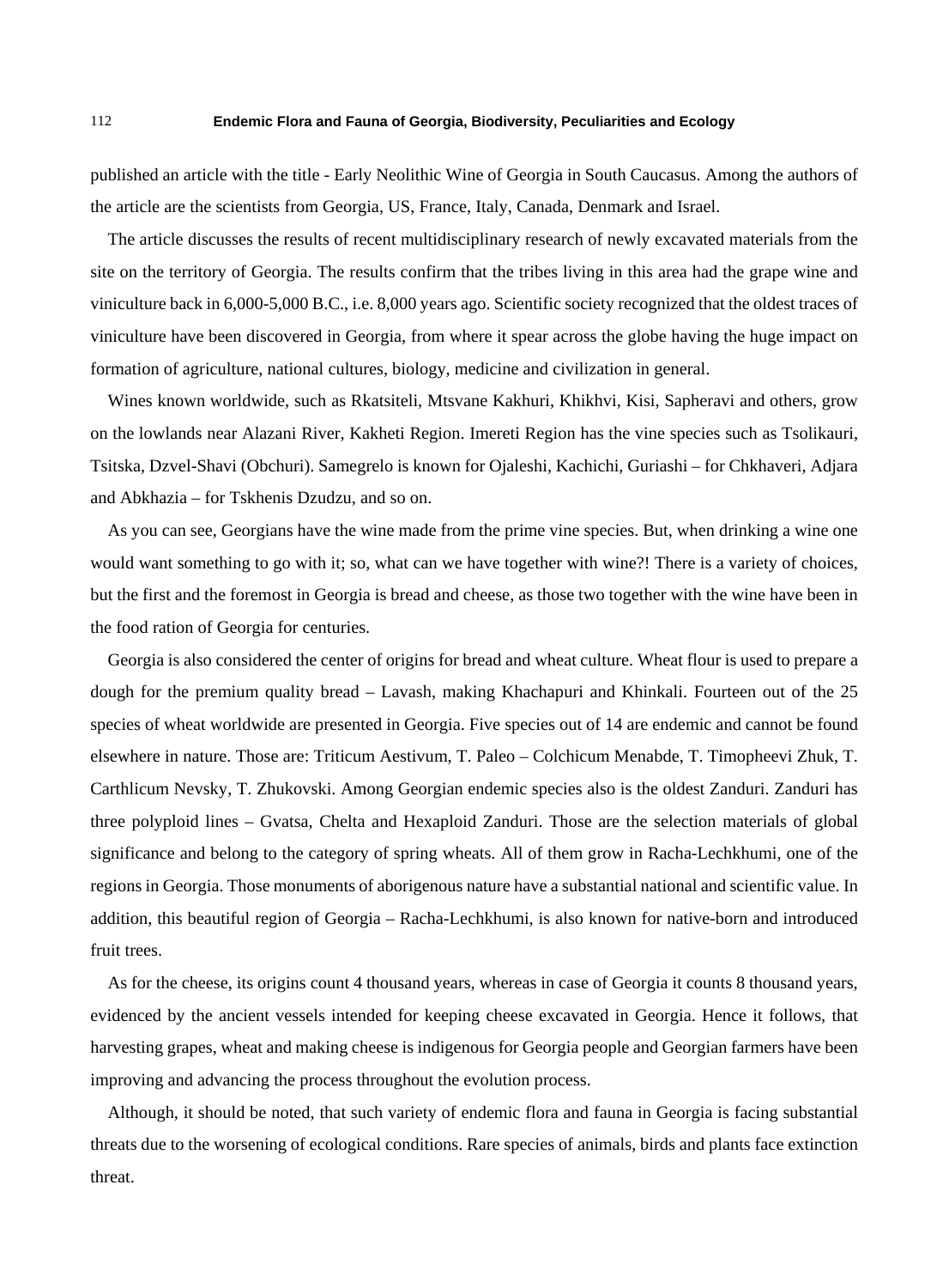published an article with the title - Early Neolithic Wine of Georgia in South Caucasus. Among the authors of the article are the scientists from Georgia, US, France, Italy, Canada, Denmark and Israel.

The article discusses the results of recent multidisciplinary research of newly excavated materials from the site on the territory of Georgia. The results confirm that the tribes living in this area had the grape wine and viniculture back in 6,000-5,000 B.C., i.e. 8,000 years ago. Scientific society recognized that the oldest traces of viniculture have been discovered in Georgia, from where it spear across the globe having the huge impact on formation of agriculture, national cultures, biology, medicine and civilization in general.

Wines known worldwide, such as Rkatsiteli, Mtsvane Kakhuri, Khikhvi, Kisi, Sapheravi and others, grow on the lowlands near Alazani River, Kakheti Region. Imereti Region has the vine species such as Tsolikauri, Tsitska, Dzvel-Shavi (Obchuri). Samegrelo is known for Ojaleshi, Kachichi, Guriashi – for Chkhaveri, Adjara and Abkhazia – for Tskhenis Dzudzu, and so on.

As you can see, Georgians have the wine made from the prime vine species. But, when drinking a wine one would want something to go with it; so, what can we have together with wine?! There is a variety of choices, but the first and the foremost in Georgia is bread and cheese, as those two together with the wine have been in the food ration of Georgia for centuries.

Georgia is also considered the center of origins for bread and wheat culture. Wheat flour is used to prepare a dough for the premium quality bread – Lavash, making Khachapuri and Khinkali. Fourteen out of the 25 species of wheat worldwide are presented in Georgia. Five species out of 14 are endemic and cannot be found elsewhere in nature. Those are: Triticum Aestivum, T. Paleo – Colchicum Menabde, T. Timopheevi Zhuk, T. Carthlicum Nevsky, T. Zhukovski. Among Georgian endemic species also is the oldest Zanduri. Zanduri has three polyploid lines – Gvatsa, Chelta and Hexaploid Zanduri. Those are the selection materials of global significance and belong to the category of spring wheats. All of them grow in Racha-Lechkhumi, one of the regions in Georgia. Those monuments of aborigenous nature have a substantial national and scientific value. In addition, this beautiful region of Georgia – Racha-Lechkhumi, is also known for native-born and introduced fruit trees.

As for the cheese, its origins count 4 thousand years, whereas in case of Georgia it counts 8 thousand years, evidenced by the ancient vessels intended for keeping cheese excavated in Georgia. Hence it follows, that harvesting grapes, wheat and making cheese is indigenous for Georgia people and Georgian farmers have been improving and advancing the process throughout the evolution process.

Although, it should be noted, that such variety of endemic flora and fauna in Georgia is facing substantial threats due to the worsening of ecological conditions. Rare species of animals, birds and plants face extinction threat.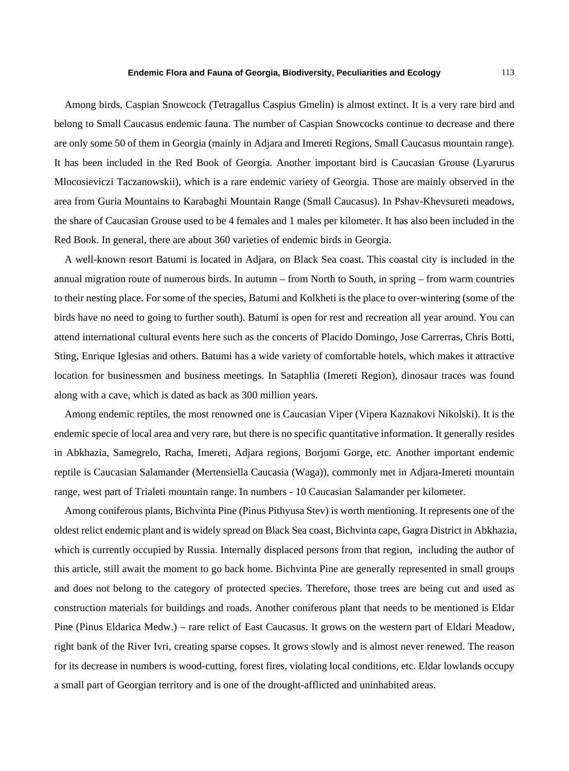Among birds, Caspian Snowcock (Tetragallus Caspius Gmelin) is almost extinct. It is a very rare bird and belong to Small Caucasus endemic fauna. The number of Caspian Snowcocks continue to decrease and there are only some 50 of them in Georgia (mainly in Adjara and Imereti Regions, Small Caucasus mountain range). It has been included in the Red Book of Georgia. Another important bird is Caucasian Grouse (Lyarurus Mlocosieviczi Taczanowskii), which is a rare endemic variety of Georgia. Those are mainly observed in the area from Guria Mountains to Karabaghi Mountain Range (Small Caucasus). In Pshav-Khevsureti meadows, the share of Caucasian Grouse used to be 4 females and 1 males per kilometer. It has also been included in the Red Book. In general, there are about 360 varieties of endemic birds in Georgia.

A well-known resort Batumi is located in Adjara, on Black Sea coast. This coastal city is included in the annual migration route of numerous birds. In autumn – from North to South, in spring – from warm countries to their nesting place. For some of the species, Batumi and Kolkheti is the place to over-wintering (some of the birds have no need to going to further south). Batumi is open for rest and recreation all year around. You can attend international cultural events here such as the concerts of Placido Domingo, Jose Carrerras, Chris Botti, Sting, Enrique Iglesias and others. Batumi has a wide variety of comfortable hotels, which makes it attractive location for businessmen and business meetings. In Sataphlia (Imereti Region), dinosaur traces was found along with a cave, which is dated as back as 300 million years.

Among endemic reptiles, the most renowned one is Caucasian Viper (Vipera Kaznakovi Nikolski). It is the endemic specie of local area and very rare, but there is no specific quantitative information. It generally resides in Abkhazia, Samegrelo, Racha, Imereti, Adjara regions, Borjomi Gorge, etc. Another important endemic reptile is Caucasian Salamander (Mertensiella Caucasia (Waga)), commonly met in Adjara-Imereti mountain range, west part of Trialeti mountain range. In numbers - 10 Caucasian Salamander per kilometer.

Among coniferous plants, Bichvinta Pine (Pinus Pithyusa Stev) is worth mentioning. It represents one of the oldest relict endemic plant and is widely spread on Black Sea coast, Bichvinta cape, Gagra District in Abkhazia, which is currently occupied by Russia. Internally displaced persons from that region, including the author of this article, still await the moment to go back home. Bichvinta Pine are generally represented in small groups and does not belong to the category of protected species. Therefore, those trees are being cut and used as construction materials for buildings and roads. Another coniferous plant that needs to be mentioned is Eldar Pine (Pinus Eldarica Medw.) – rare relict of East Caucasus. It grows on the western part of Eldari Meadow, right bank of the River Ivri, creating sparse copses. It grows slowly and is almost never renewed. The reason for its decrease in numbers is wood-cutting, forest fires, violating local conditions, etc. Eldar lowlands occupy a small part of Georgian territory and is one of the drought-afflicted and uninhabited areas.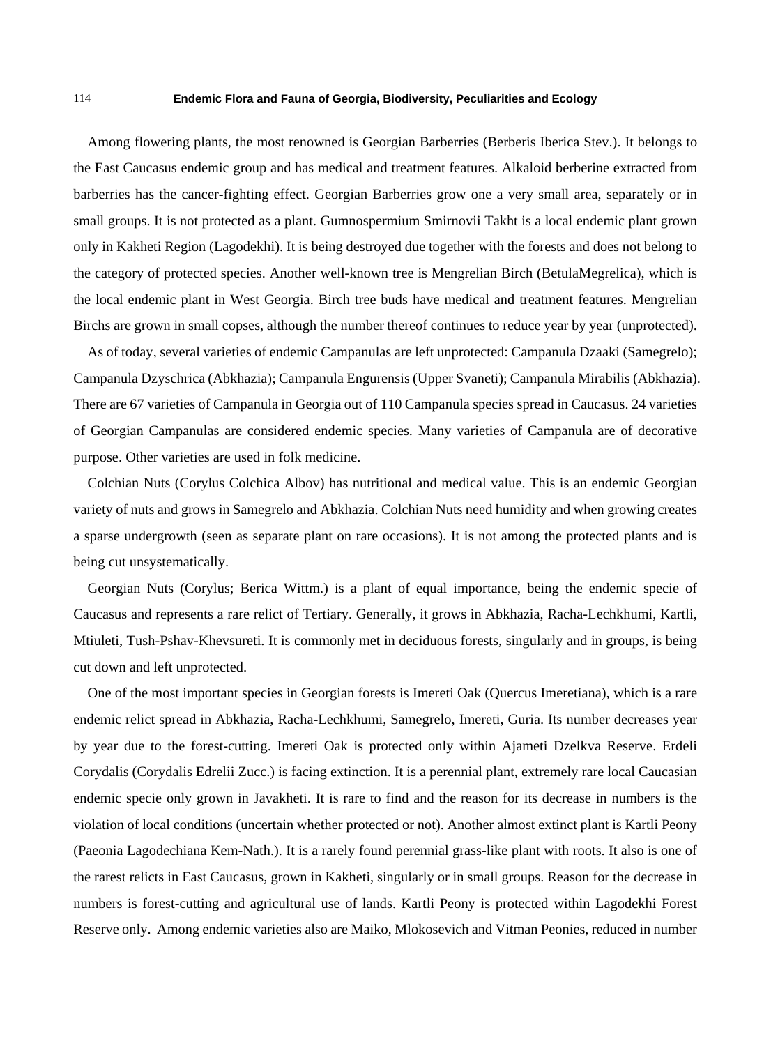Among flowering plants, the most renowned is Georgian Barberries (Berberis Iberica Stev.). It belongs to the East Caucasus endemic group and has medical and treatment features. Alkaloid berberine extracted from barberries has the cancer-fighting effect. Georgian Barberries grow one a very small area, separately or in small groups. It is not protected as a plant. Gumnospermium Smirnovii Takht is a local endemic plant grown only in Kakheti Region (Lagodekhi). It is being destroyed due together with the forests and does not belong to the category of protected species. Another well-known tree is Mengrelian Birch (BetulaMegrelica), which is the local endemic plant in West Georgia. Birch tree buds have medical and treatment features. Mengrelian Birchs are grown in small copses, although the number thereof continues to reduce year by year (unprotected).

As of today, several varieties of endemic Campanulas are left unprotected: Campanula Dzaaki (Samegrelo); Campanula Dzyschrica (Abkhazia); Campanula Engurensis (Upper Svaneti); Campanula Mirabilis (Abkhazia). There are 67 varieties of Campanula in Georgia out of 110 Campanula species spread in Caucasus. 24 varieties of Georgian Campanulas are considered endemic species. Many varieties of Campanula are of decorative purpose. Other varieties are used in folk medicine.

Colchian Nuts (Corylus Colchica Albov) has nutritional and medical value. This is an endemic Georgian variety of nuts and grows in Samegrelo and Abkhazia. Colchian Nuts need humidity and when growing creates a sparse undergrowth (seen as separate plant on rare occasions). It is not among the protected plants and is being cut unsystematically.

Georgian Nuts (Corylus; Berica Wittm.) is a plant of equal importance, being the endemic specie of Caucasus and represents a rare relict of Tertiary. Generally, it grows in Abkhazia, Racha-Lechkhumi, Kartli, Mtiuleti, Tush-Pshav-Khevsureti. It is commonly met in deciduous forests, singularly and in groups, is being cut down and left unprotected.

One of the most important species in Georgian forests is Imereti Oak (Quercus Imeretiana), which is a rare endemic relict spread in Abkhazia, Racha-Lechkhumi, Samegrelo, Imereti, Guria. Its number decreases year by year due to the forest-cutting. Imereti Oak is protected only within Ajameti Dzelkva Reserve. Erdeli Corydalis (Corydalis Edrelii Zucc.) is facing extinction. It is a perennial plant, extremely rare local Caucasian endemic specie only grown in Javakheti. It is rare to find and the reason for its decrease in numbers is the violation of local conditions (uncertain whether protected or not). Another almost extinct plant is Kartli Peony (Paeonia Lagodechiana Kem-Nath.). It is a rarely found perennial grass-like plant with roots. It also is one of the rarest relicts in East Caucasus, grown in Kakheti, singularly or in small groups. Reason for the decrease in numbers is forest-cutting and agricultural use of lands. Kartli Peony is protected within Lagodekhi Forest Reserve only. Among endemic varieties also are Maiko, Mlokosevich and Vitman Peonies, reduced in number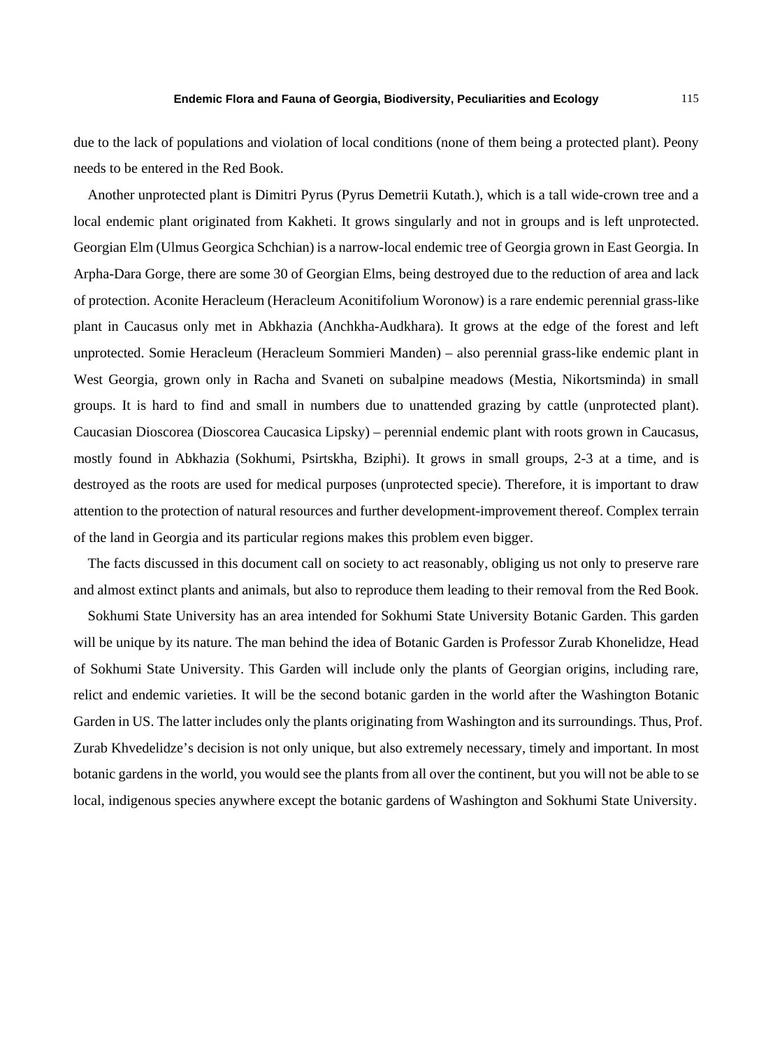due to the lack of populations and violation of local conditions (none of them being a protected plant). Peony needs to be entered in the Red Book.

Another unprotected plant is Dimitri Pyrus (Pyrus Demetrii Kutath.), which is a tall wide-crown tree and a local endemic plant originated from Kakheti. It grows singularly and not in groups and is left unprotected. Georgian Elm (Ulmus Georgica Schchian) is a narrow-local endemic tree of Georgia grown in East Georgia. In Arpha-Dara Gorge, there are some 30 of Georgian Elms, being destroyed due to the reduction of area and lack of protection. Aconite Heracleum (Heracleum Aconitifolium Woronow) is a rare endemic perennial grass-like plant in Caucasus only met in Abkhazia (Anchkha-Audkhara). It grows at the edge of the forest and left unprotected. Somie Heracleum (Heracleum Sommieri Manden) – also perennial grass-like endemic plant in West Georgia, grown only in Racha and Svaneti on subalpine meadows (Mestia, Nikortsminda) in small groups. It is hard to find and small in numbers due to unattended grazing by cattle (unprotected plant). Caucasian Dioscorea (Dioscorea Caucasica Lipsky) – perennial endemic plant with roots grown in Caucasus, mostly found in Abkhazia (Sokhumi, Psirtskha, Bziphi). It grows in small groups, 2-3 at a time, and is destroyed as the roots are used for medical purposes (unprotected specie). Therefore, it is important to draw attention to the protection of natural resources and further development-improvement thereof. Complex terrain of the land in Georgia and its particular regions makes this problem even bigger.

The facts discussed in this document call on society to act reasonably, obliging us not only to preserve rare and almost extinct plants and animals, but also to reproduce them leading to their removal from the Red Book.

Sokhumi State University has an area intended for Sokhumi State University Botanic Garden. This garden will be unique by its nature. The man behind the idea of Botanic Garden is Professor Zurab Khonelidze, Head of Sokhumi State University. This Garden will include only the plants of Georgian origins, including rare, relict and endemic varieties. It will be the second botanic garden in the world after the Washington Botanic Garden in US. The latter includes only the plants originating from Washington and its surroundings. Thus, Prof. Zurab Khvedelidze's decision is not only unique, but also extremely necessary, timely and important. In most botanic gardens in the world, you would see the plants from all over the continent, but you will not be able to se local, indigenous species anywhere except the botanic gardens of Washington and Sokhumi State University.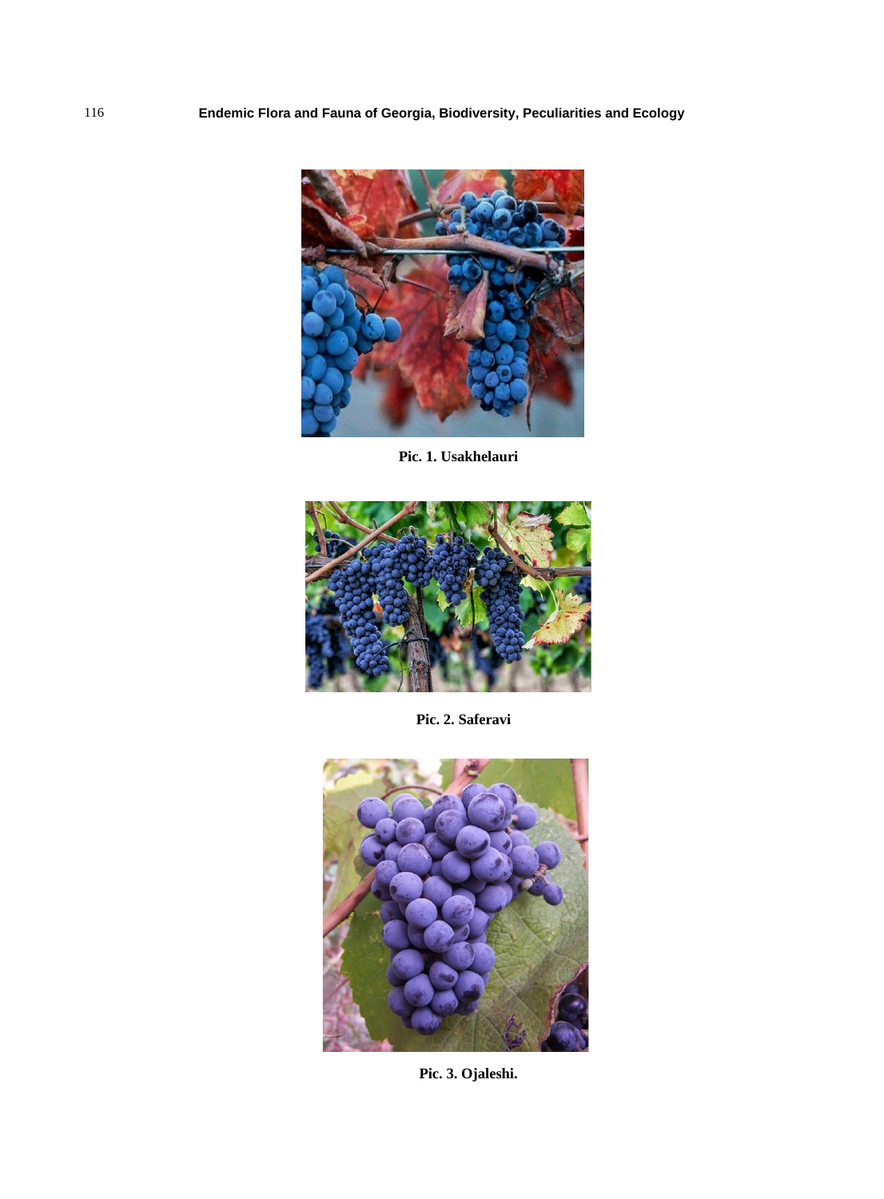Pic. 1. Usakhelauri

Pic. 2. Saferavi

Pic. 3. Ojaleshi.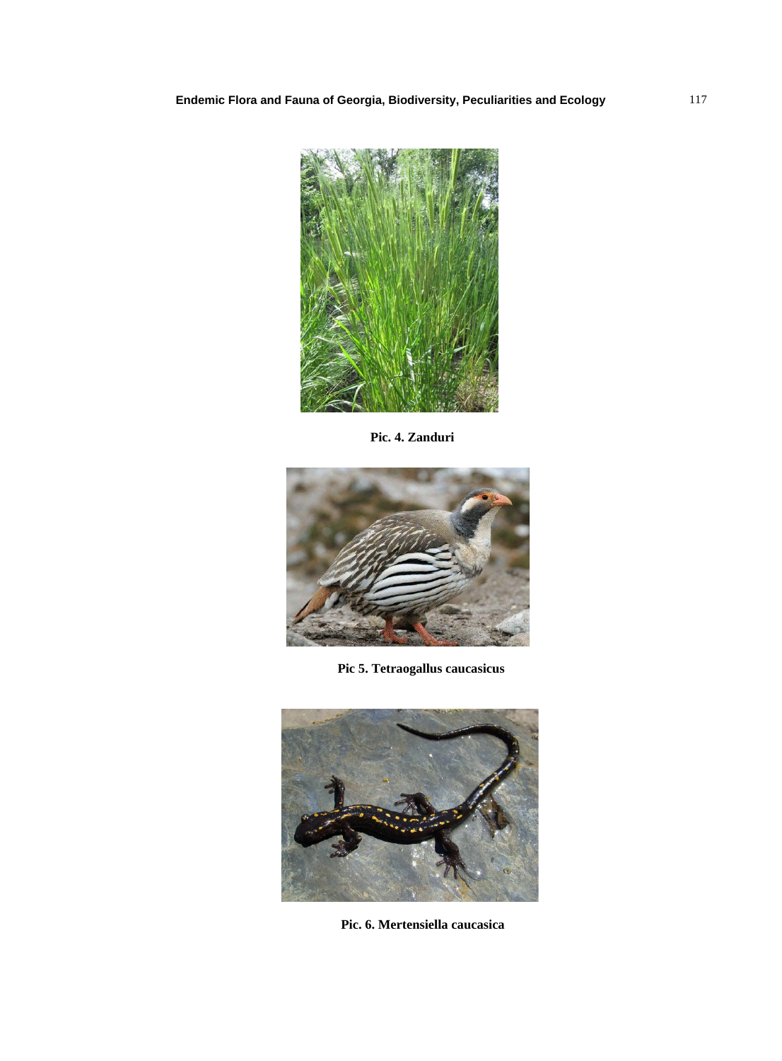**Pic. 4. Zanduri**

**Pic 5. Tetraogallus caucasicus**

**Pic. 6. Mertensiella caucasica**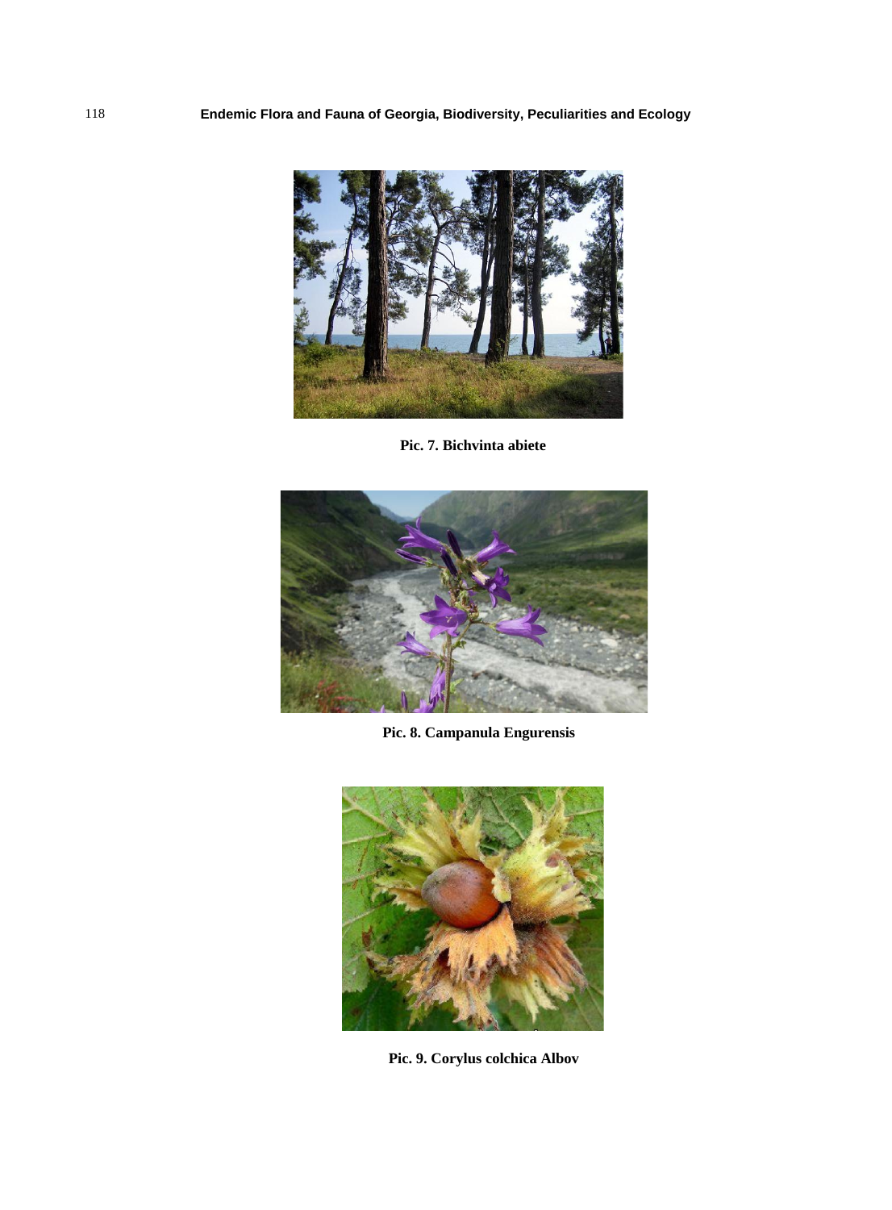**Pic. 7. Bichvinta abiete**

**Pic. 8. Campanula Engurensis**

**Pic. 9. Corylus colchica Albov**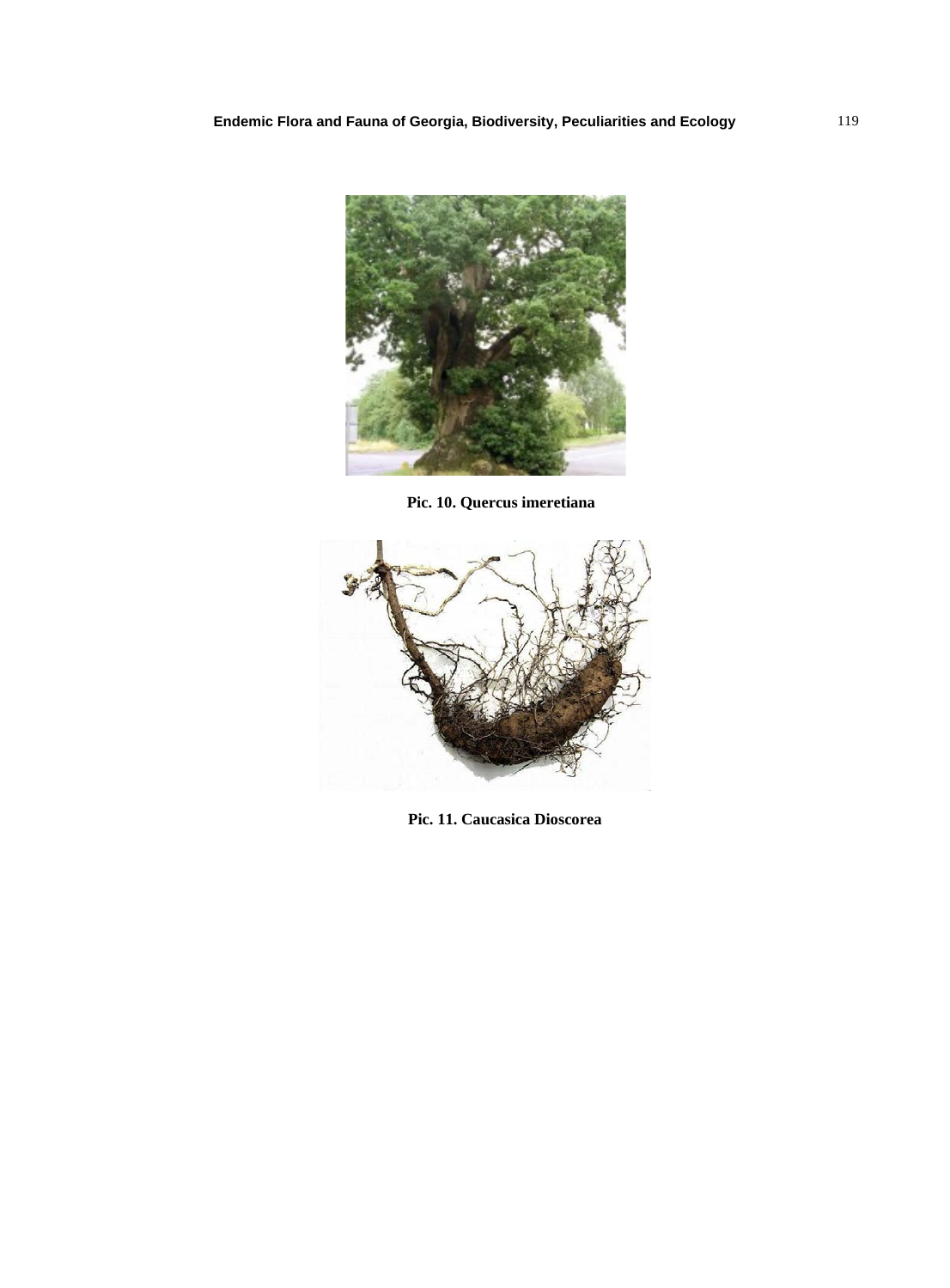**Pic. 10. Quercus imeretiana**

**Pic. 11. Caucasica Dioscorea**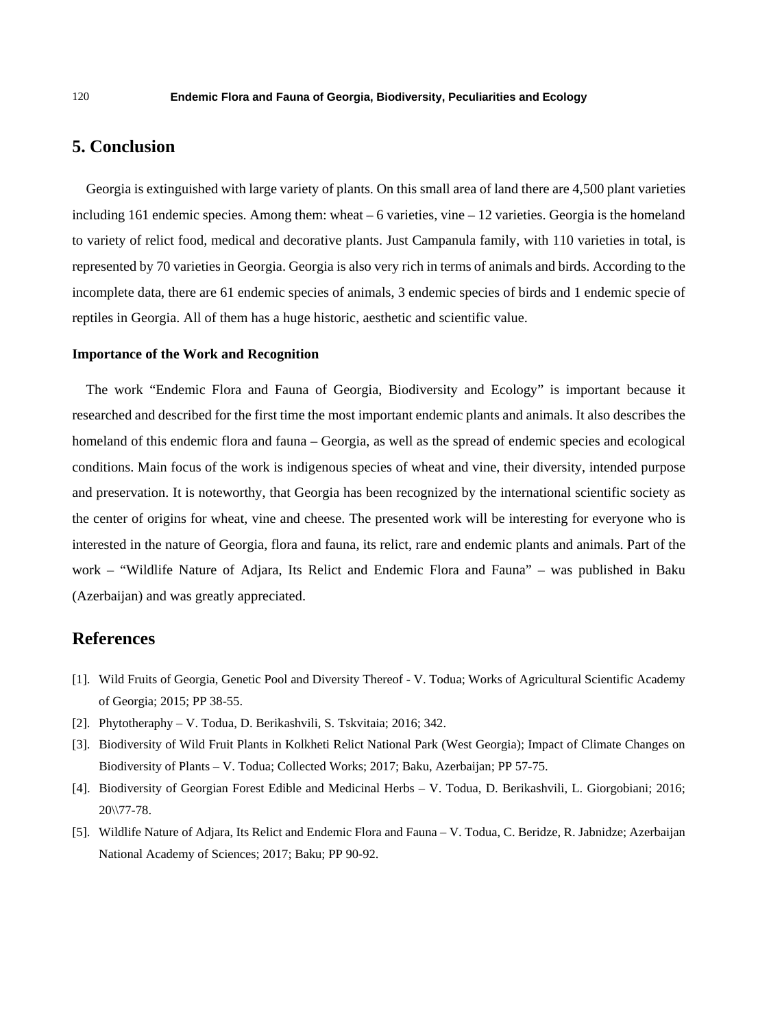## 5. Conclusion

Georgia is extinguished with large variety of plants. On this small area of land there are 4,500 plant varieties including 161 endemic species. Among them: wheat – 6 varieties, vine – 12 varieties. Georgia is the homeland to variety of relict food, medical and decorative plants. Just Campanula family, with 110 varieties in total, is represented by 70 varieties in Georgia. Georgia is also very rich in terms of animals and birds. According to the incomplete data, there are 61 endemic species of animals, 3 endemic species of birds and 1 endemic specie of reptiles in Georgia. All of them has a huge historic, aesthetic and scientific value.

**Importance of the Work and Recognition**

The work "Endemic Flora and Fauna of Georgia, Biodiversity and Ecology" is important because it researched and described for the first time the most important endemic plants and animals. It also describes the homeland of this endemic flora and fauna – Georgia, as well as the spread of endemic species and ecological conditions. Main focus of the work is indigenous species of wheat and vine, their diversity, intended purpose and preservation. It is noteworthy, that Georgia has been recognized by the international scientific society as the center of origins for wheat, vine and cheese. The presented work will be interesting for everyone who is interested in the nature of Georgia, flora and fauna, its relict, rare and endemic plants and animals. Part of the work – "Wildlife Nature of Adjara, Its Relict and Endemic Flora and Fauna" – was published in Baku (Azerbaijan) and was greatly appreciated.

## References

[1]. Wild Fruits of Georgia, Genetic Pool and Diversity Thereof - V. Todua; Works of Agricultural Scientific Academy of Georgia; 2015; PP 38-55.

[2]. Phytotheraphy – V. Todua, D. Berikashvili, S. Tskvitaia; 2016; 342.

[3]. Biodiversity of Wild Fruit Plants in Kolkheti Relict National Park (West Georgia); Impact of Climate Changes on Biodiversity of Plants – V. Todua; Collected Works; 2017; Baku, Azerbaijan; PP 57-75.

[4]. Biodiversity of Georgian Forest Edible and Medicinal Herbs – V. Todua, D. Berikashvili, L. Giorgobiani; 2016; 20\\77-78.

[5]. Wildlife Nature of Adjara, Its Relict and Endemic Flora and Fauna – V. Todua, C. Beridze, R. Jabnidze; Azerbaijan National Academy of Sciences; 2017; Baku; PP 90-92.